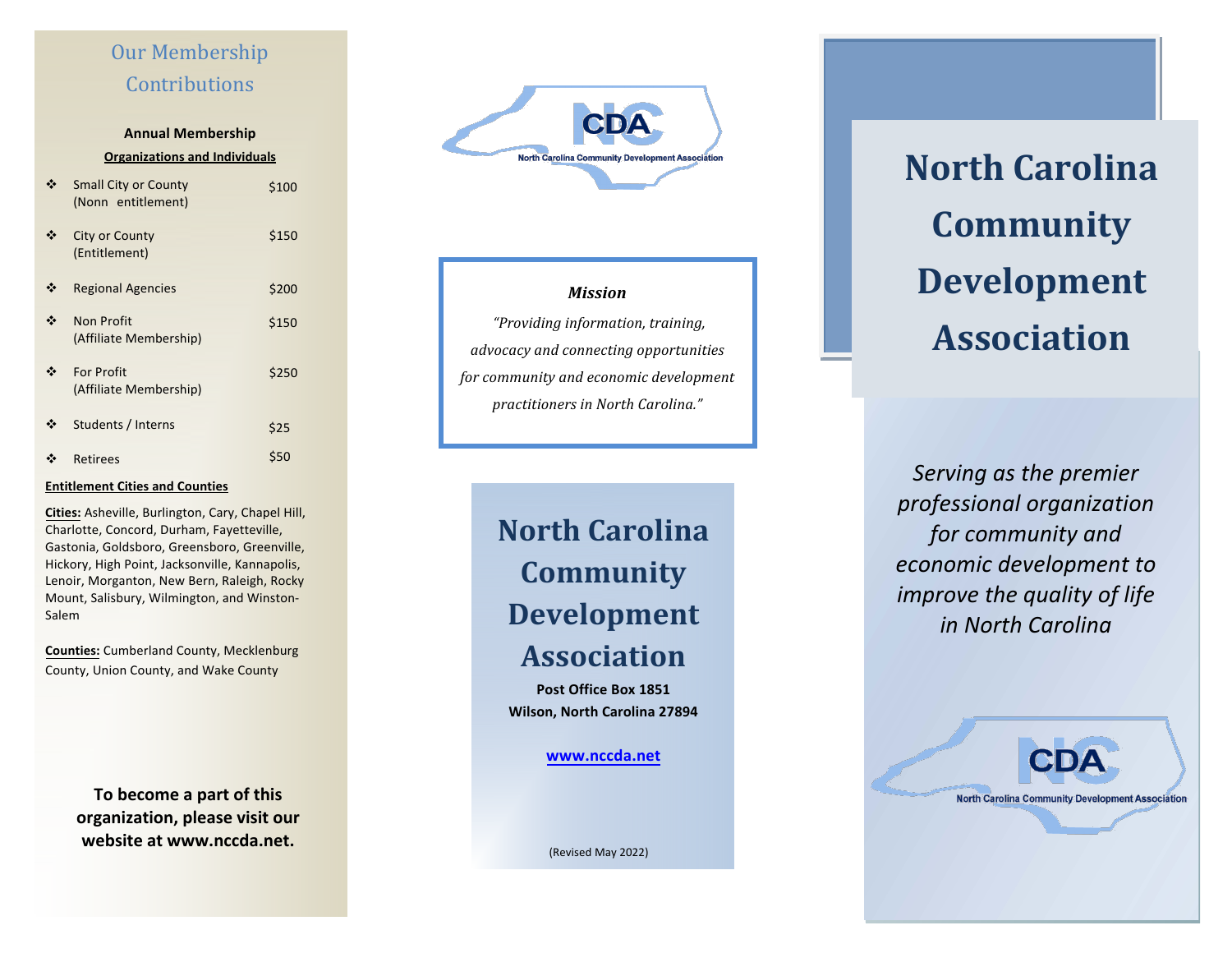## Our Membership Contributions

**Annual Membership**

**Organizations and Individuals**

| Category | Amount |
| --- | --- |
| Small City or County (Nonn entitlement) | $100 |
| City or County (Entitlement) | $150 |
| Regional Agencies | $200 |
| Non Profit (Affiliate Membership) | $150 |
| For Profit (Affiliate Membership) | $250 |
| Students / Interns | $25 |
| Retirees | $50 |

**Entitlement Cities and Counties**

**Cities:** Asheville, Burlington, Cary, Chapel Hill, Charlotte, Concord, Durham, Fayetteville, Gastonia, Goldsboro, Greensboro, Greenville, Hickory, High Point, Jacksonville, Kannapolis, Lenoir, Morganton, New Bern, Raleigh, Rocky Mount, Salisbury, Wilmington, and Winston-Salem

**Counties:** Cumberland County, Mecklenburg County, Union County, and Wake County

**To become a part of this organization, please visit our website at www.nccda.net.**

NC CDA
North Carolina Community Development Association

***Mission***

*"Providing information, training, advocacy and connecting opportunities for community and economic development practitioners in North Carolina."*

## North Carolina Community Development Association

**Post Office Box 1851**
**Wilson, North Carolina 27894**

[www.nccda.net](http://www.nccda.net)

(Revised May 2022)

# North Carolina Community Development Association

*Serving as the premier professional organization for community and economic development to improve the quality of life in North Carolina*

NC CDA
North Carolina Community Development Association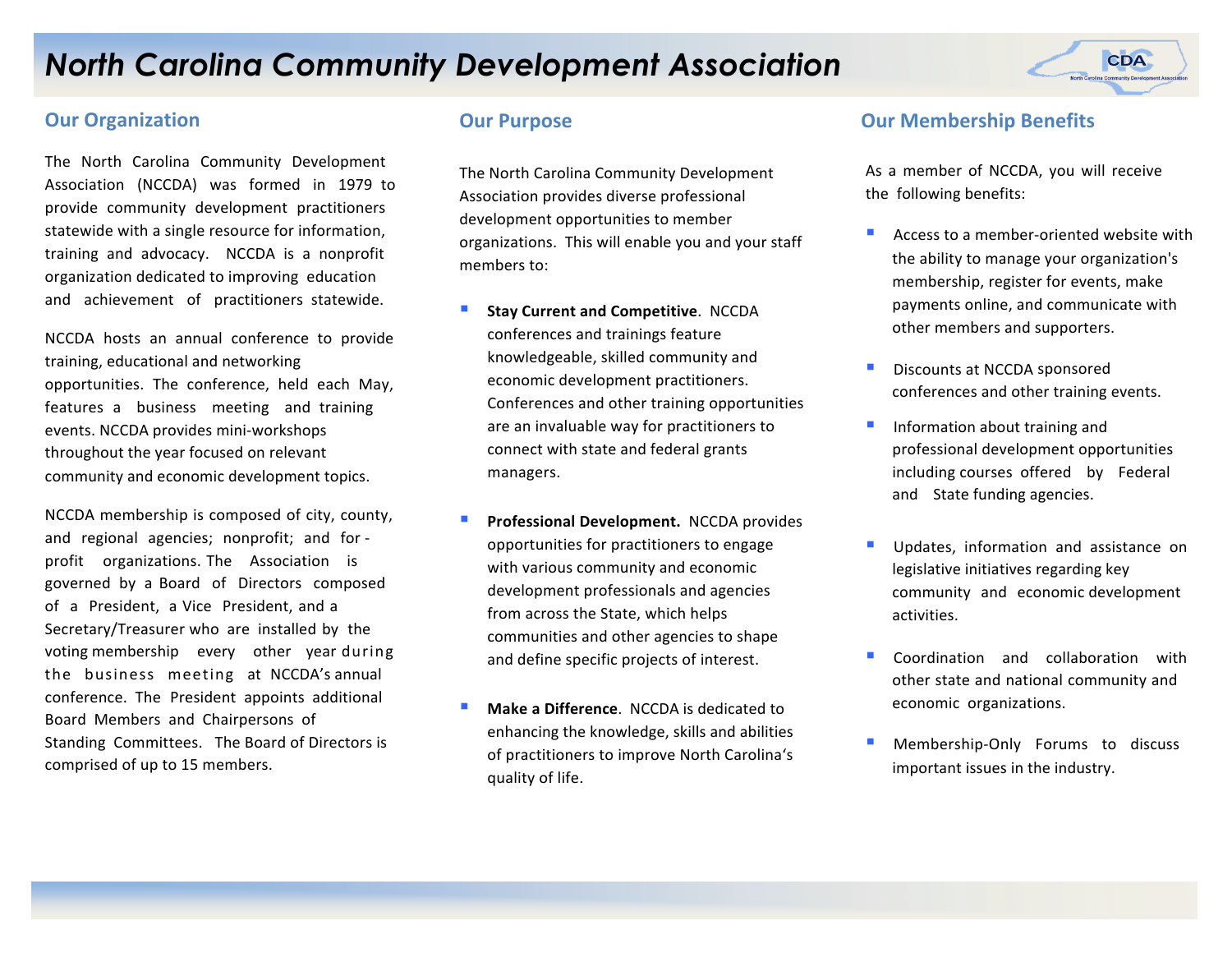# North Carolina Community Development Association

## Our Organization

The North Carolina Community Development Association (NCCDA) was formed in 1979 to provide community development practitioners statewide with a single resource for information, training and advocacy. NCCDA is a nonprofit organization dedicated to improving education and achievement of practitioners statewide.

NCCDA hosts an annual conference to provide training, educational and networking opportunities. The conference, held each May, features a business meeting and training events. NCCDA provides mini-workshops throughout the year focused on relevant community and economic development topics.

NCCDA membership is composed of city, county, and regional agencies; nonprofit; and for-profit organizations. The Association is governed by a Board of Directors composed of a President, a Vice President, and a Secretary/Treasurer who are installed by the voting membership every other year during the business meeting at NCCDA's annual conference. The President appoints additional Board Members and Chairpersons of Standing Committees. The Board of Directors is comprised of up to 15 members.

## Our Purpose

The North Carolina Community Development Association provides diverse professional development opportunities to member organizations. This will enable you and your staff members to:

- **Stay Current and Competitive**. NCCDA conferences and trainings feature knowledgeable, skilled community and economic development practitioners. Conferences and other training opportunities are an invaluable way for practitioners to connect with state and federal grants managers.
- **Professional Development.** NCCDA provides opportunities for practitioners to engage with various community and economic development professionals and agencies from across the State, which helps communities and other agencies to shape and define specific projects of interest.
- **Make a Difference**. NCCDA is dedicated to enhancing the knowledge, skills and abilities of practitioners to improve North Carolina's quality of life.

## Our Membership Benefits

As a member of NCCDA, you will receive the following benefits:

- Access to a member-oriented website with the ability to manage your organization's membership, register for events, make payments online, and communicate with other members and supporters.
- Discounts at NCCDA sponsored conferences and other training events.
- Information about training and professional development opportunities including courses offered by Federal and State funding agencies.
- Updates, information and assistance on legislative initiatives regarding key community and economic development activities.
- Coordination and collaboration with other state and national community and economic organizations.
- Membership-Only Forums to discuss important issues in the industry.